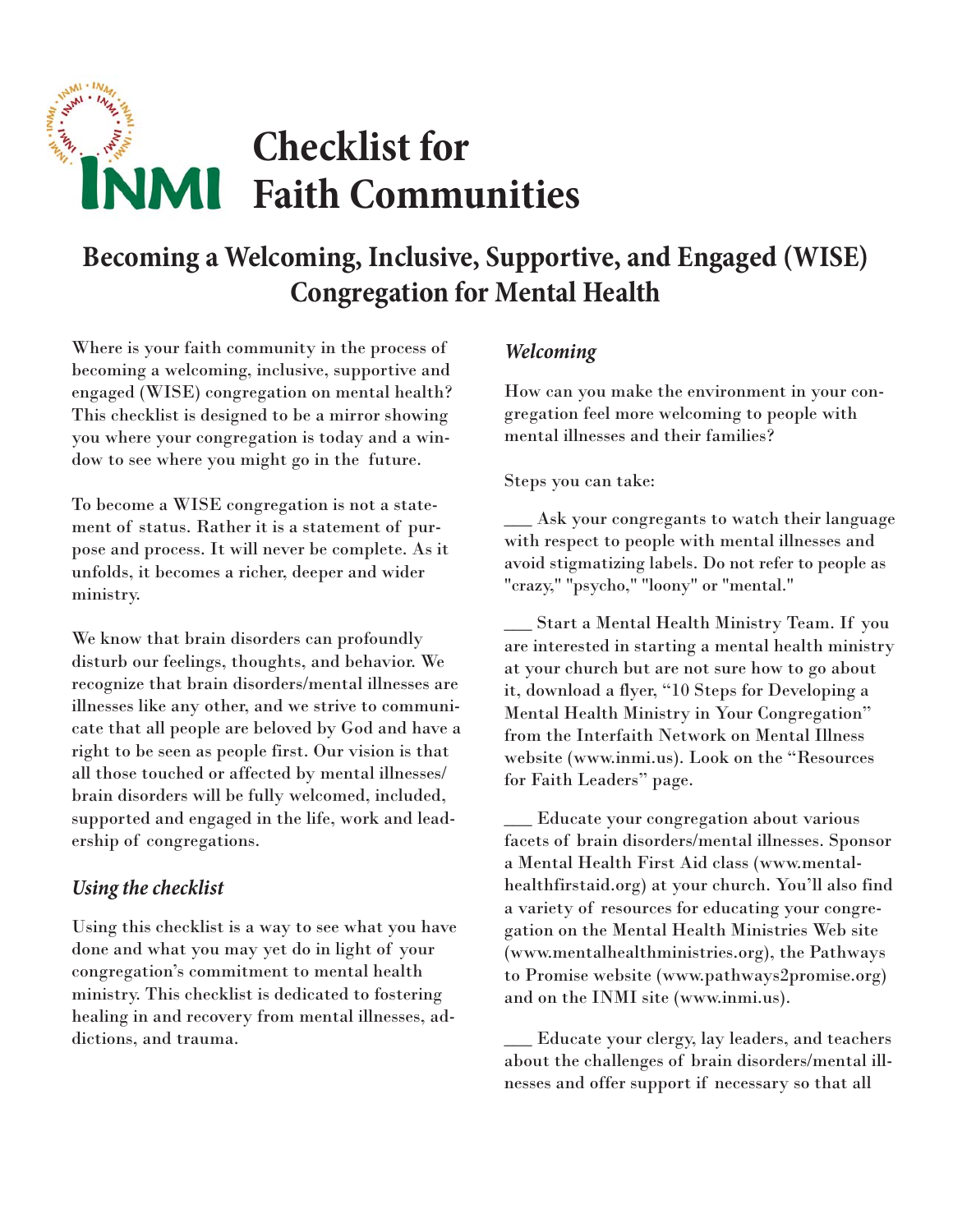# Checklist for Faith Communities

## Becoming a Welcoming, Inclusive, Supportive, and Engaged (WISE) Congregation for Mental Health

Where is your faith community in the process of becoming a welcoming, inclusive, supportive and engaged (WISE) congregation on mental health? This checklist is designed to be a mirror showing you where your congregation is today and a window to see where you might go in the future.

To become a WISE congregation is not a statement of status. Rather it is a statement of purpose and process. It will never be complete. As it unfolds, it becomes a richer, deeper and wider ministry.

We know that brain disorders can profoundly disturb our feelings, thoughts, and behavior. We recognize that brain disorders/mental illnesses are illnesses like any other, and we strive to communicate that all people are beloved by God and have a right to be seen as people first. Our vision is that all those touched or affected by mental illnesses/brain disorders will be fully welcomed, included, supported and engaged in the life, work and leadership of congregations.

### *Using the checklist*

Using this checklist is a way to see what you have done and what you may yet do in light of your congregation's commitment to mental health ministry. This checklist is dedicated to fostering healing in and recovery from mental illnesses, addictions, and trauma.

### *Welcoming*

How can you make the environment in your congregation feel more welcoming to people with mental illnesses and their families?

Steps you can take:

___ Ask your congregants to watch their language with respect to people with mental illnesses and avoid stigmatizing labels. Do not refer to people as "crazy," "psycho," "loony" or "mental."

___ Start a Mental Health Ministry Team. If you are interested in starting a mental health ministry at your church but are not sure how to go about it, download a flyer, "10 Steps for Developing a Mental Health Ministry in Your Congregation" from the Interfaith Network on Mental Illness website (www.inmi.us). Look on the "Resources for Faith Leaders" page.

___ Educate your congregation about various facets of brain disorders/mental illnesses. Sponsor a Mental Health First Aid class (www.mentalhealthfirstaid.org) at your church. You'll also find a variety of resources for educating your congregation on the Mental Health Ministries Web site (www.mentalhealthministries.org), the Pathways to Promise website (www.pathways2promise.org) and on the INMI site (www.inmi.us).

___ Educate your clergy, lay leaders, and teachers about the challenges of brain disorders/mental illnesses and offer support if necessary so that all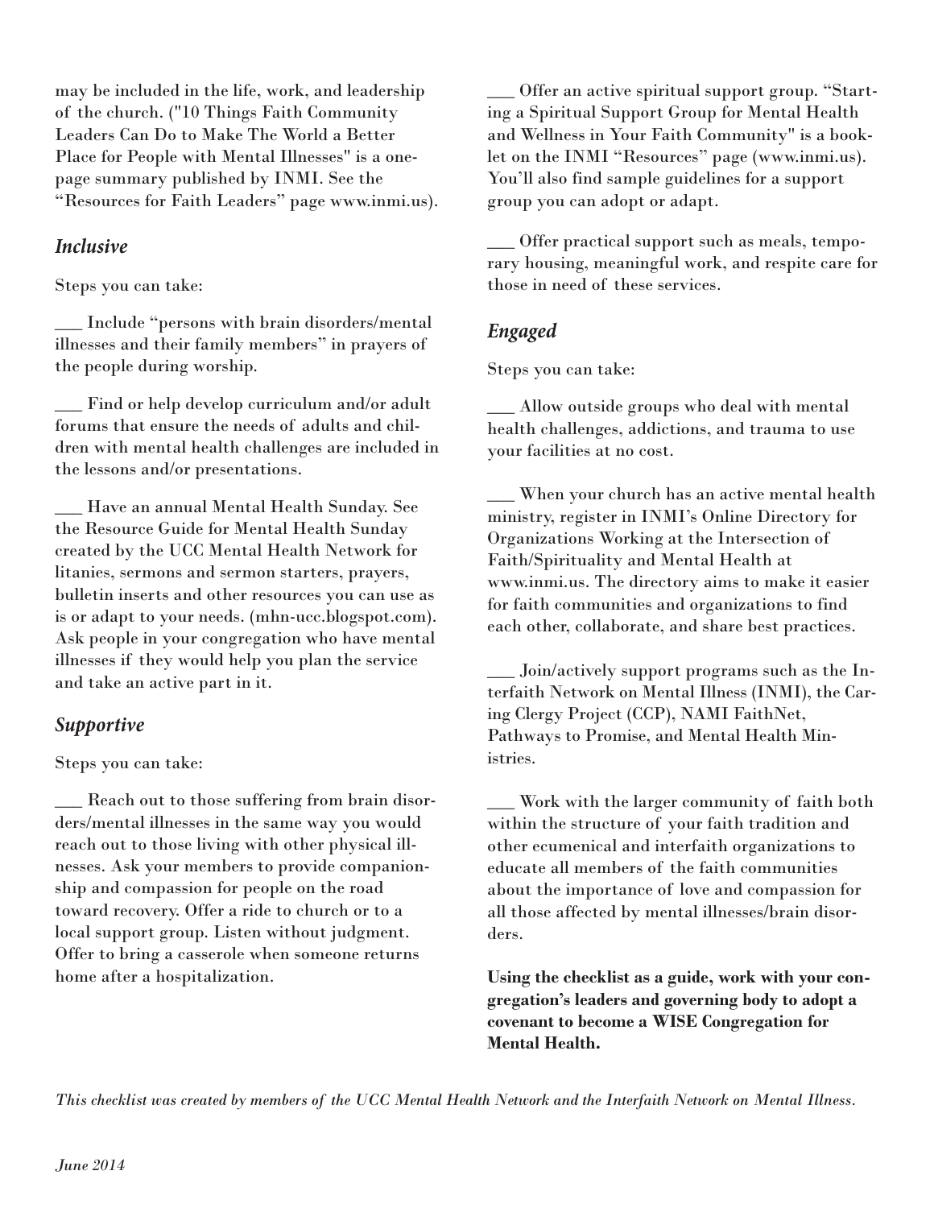may be included in the life, work, and leadership of the church. ("10 Things Faith Community Leaders Can Do to Make The World a Better Place for People with Mental Illnesses" is a one-page summary published by INMI. See the "Resources for Faith Leaders" page www.inmi.us).

### *Inclusive*

Steps you can take:

___ Include "persons with brain disorders/mental illnesses and their family members" in prayers of the people during worship.

___ Find or help develop curriculum and/or adult forums that ensure the needs of adults and children with mental health challenges are included in the lessons and/or presentations.

___ Have an annual Mental Health Sunday. See the Resource Guide for Mental Health Sunday created by the UCC Mental Health Network for litanies, sermons and sermon starters, prayers, bulletin inserts and other resources you can use as is or adapt to your needs. (mhn-ucc.blogspot.com). Ask people in your congregation who have mental illnesses if they would help you plan the service and take an active part in it.

### *Supportive*

Steps you can take:

___ Reach out to those suffering from brain disorders/mental illnesses in the same way you would reach out to those living with other physical illnesses. Ask your members to provide companionship and compassion for people on the road toward recovery. Offer a ride to church or to a local support group. Listen without judgment. Offer to bring a casserole when someone returns home after a hospitalization.

___ Offer an active spiritual support group. "Starting a Spiritual Support Group for Mental Health and Wellness in Your Faith Community" is a booklet on the INMI "Resources" page (www.inmi.us). You'll also find sample guidelines for a support group you can adopt or adapt.

___ Offer practical support such as meals, temporary housing, meaningful work, and respite care for those in need of these services.

### *Engaged*

Steps you can take:

___ Allow outside groups who deal with mental health challenges, addictions, and trauma to use your facilities at no cost.

___ When your church has an active mental health ministry, register in INMI's Online Directory for Organizations Working at the Intersection of Faith/Spirituality and Mental Health at www.inmi.us. The directory aims to make it easier for faith communities and organizations to find each other, collaborate, and share best practices.

___ Join/actively support programs such as the Interfaith Network on Mental Illness (INMI), the Caring Clergy Project (CCP), NAMI FaithNet, Pathways to Promise, and Mental Health Ministries.

___ Work with the larger community of faith both within the structure of your faith tradition and other ecumenical and interfaith organizations to educate all members of the faith communities about the importance of love and compassion for all those affected by mental illnesses/brain disorders.

**Using the checklist as a guide, work with your congregation's leaders and governing body to adopt a covenant to become a WISE Congregation for Mental Health.**

*This checklist was created by members of the UCC Mental Health Network and the Interfaith Network on Mental Illness.*

*June 2014*